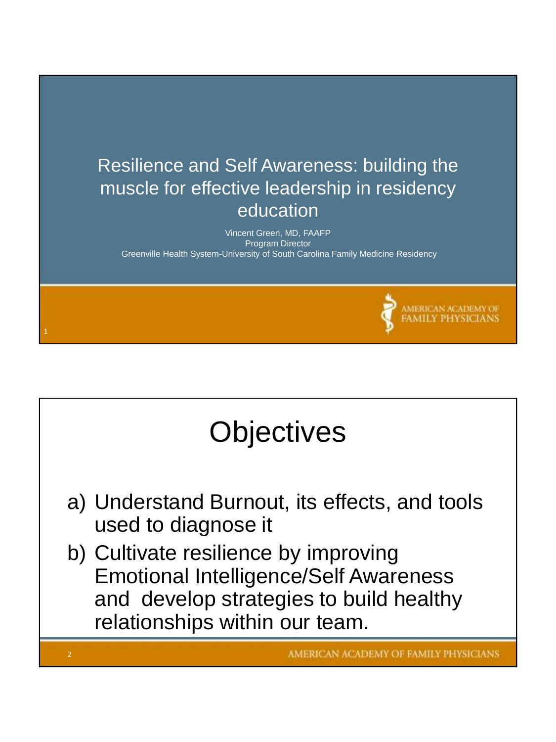# Resilience and Self Awareness: building the muscle for effective leadership in residency education

Vincent Green, MD, FAAFP
Program Director
Greenville Health System-University of South Carolina Family Medicine Residency

AMERICAN ACADEMY OF FAMILY PHYSICIANS

## Objectives

a) Understand Burnout, its effects, and tools used to diagnose it
b) Cultivate resilience by improving Emotional Intelligence/Self Awareness and develop strategies to build healthy relationships within our team.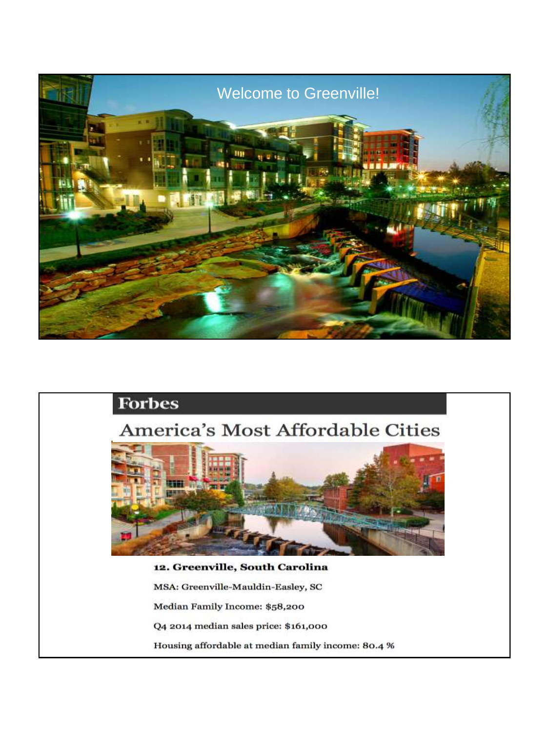Welcome to Greenville!

**Forbes**

## America's Most Affordable Cities

**12. Greenville, South Carolina**

MSA: Greenville-Mauldin-Easley, SC

Median Family Income: $58,200

Q4 2014 median sales price: $161,000

Housing affordable at median family income: 80.4 %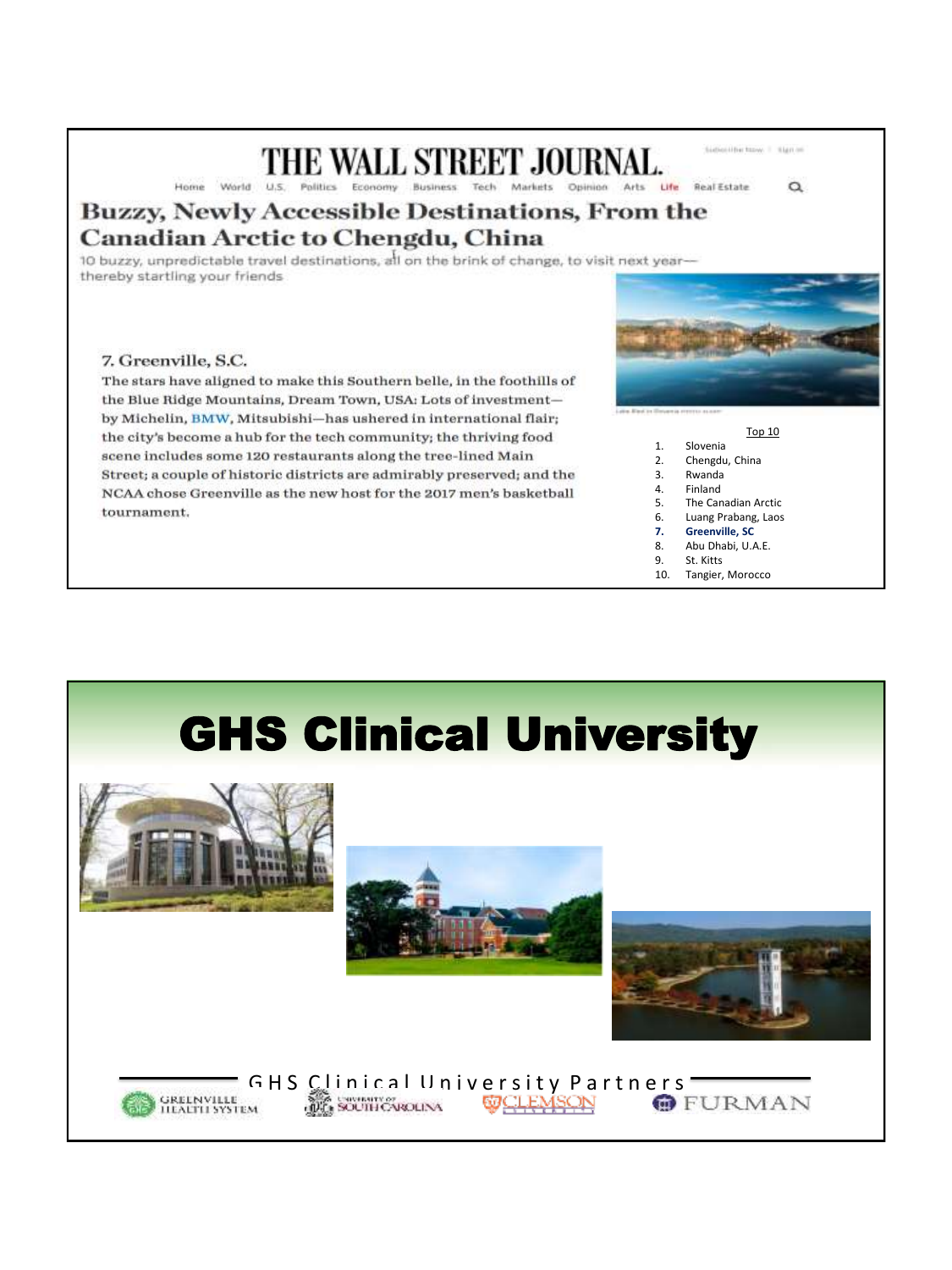# THE WALL STREET JOURNAL.

Home World U.S. Politics Economy Business Tech Markets Opinion Arts Life Real Estate

## Buzzy, Newly Accessible Destinations, From the Canadian Arctic to Chengdu, China

10 buzzy, unpredictable travel destinations, all on the brink of change, to visit next year—thereby startling your friends

### 7. Greenville, S.C.

The stars have aligned to make this Southern belle, in the foothills of the Blue Ridge Mountains, Dream Town, USA: Lots of investment—by Michelin, BMW, Mitsubishi—has ushered in international flair; the city's become a hub for the tech community; the thriving food scene includes some 120 restaurants along the tree-lined Main Street; a couple of historic districts are admirably preserved; and the NCAA chose Greenville as the new host for the 2017 men's basketball tournament.

Top 10

1. Slovenia
2. Chengdu, China
3. Rwanda
4. Finland
5. The Canadian Arctic
6. Luang Prabang, Laos
7. **Greenville, SC**
8. Abu Dhabi, U.A.E.
9. St. Kitts
10. Tangier, Morocco

# GHS Clinical University

GHS Clinical University Partners

Greenville Health System | University of South Carolina | Clemson | Furman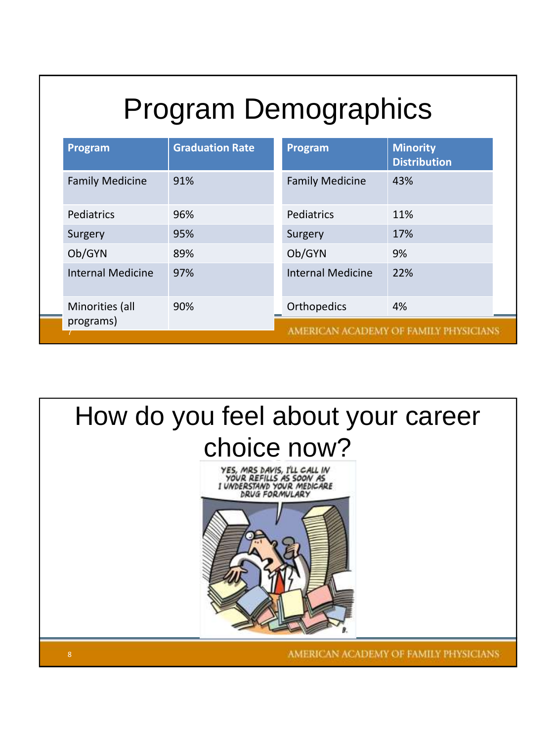# Program Demographics

| Program | Graduation Rate |
|---|---|
| Family Medicine | 91% |
| Pediatrics | 96% |
| Surgery | 95% |
| Ob/GYN | 89% |
| Internal Medicine | 97% |
| Minorities (all programs) | 90% |

| Program | Minority Distribution |
|---|---|
| Family Medicine | 43% |
| Pediatrics | 11% |
| Surgery | 17% |
| Ob/GYN | 9% |
| Internal Medicine | 22% |
| Orthopedics | 4% |

# How do you feel about your career choice now?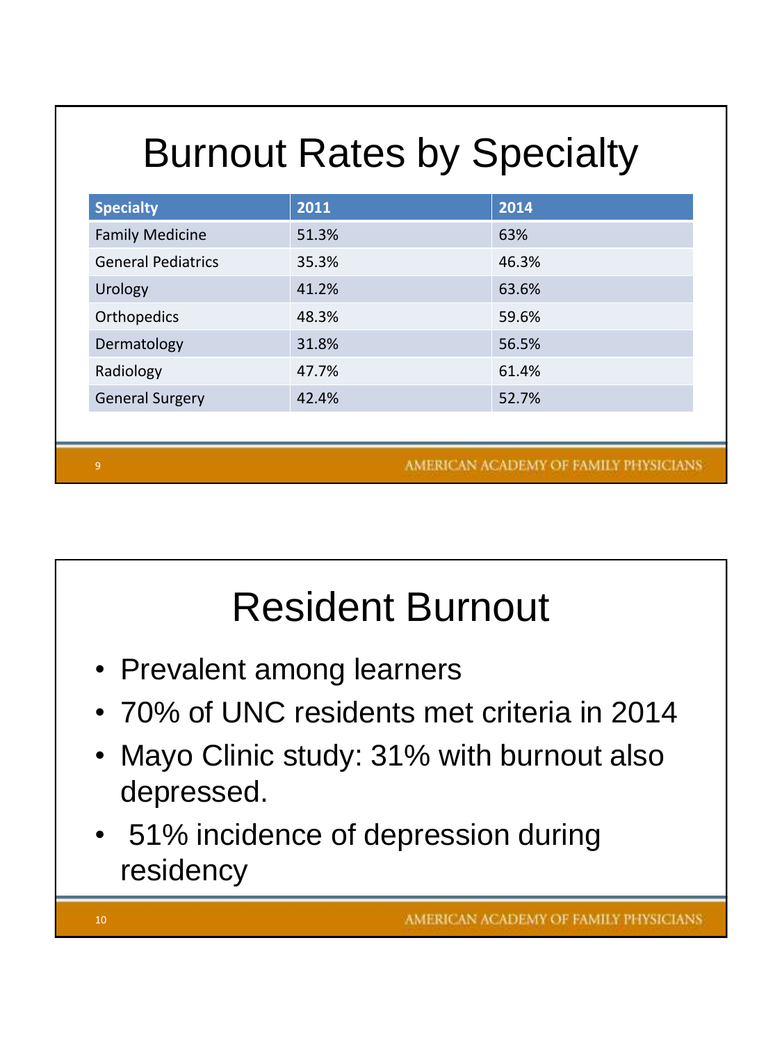# Burnout Rates by Specialty

| Specialty | 2011 | 2014 |
|---|---|---|
| Family Medicine | 51.3% | 63% |
| General Pediatrics | 35.3% | 46.3% |
| Urology | 41.2% | 63.6% |
| Orthopedics | 48.3% | 59.6% |
| Dermatology | 31.8% | 56.5% |
| Radiology | 47.7% | 61.4% |
| General Surgery | 42.4% | 52.7% |

# Resident Burnout

- Prevalent among learners
- 70% of UNC residents met criteria in 2014
- Mayo Clinic study: 31% with burnout also depressed.
- 51% incidence of depression during residency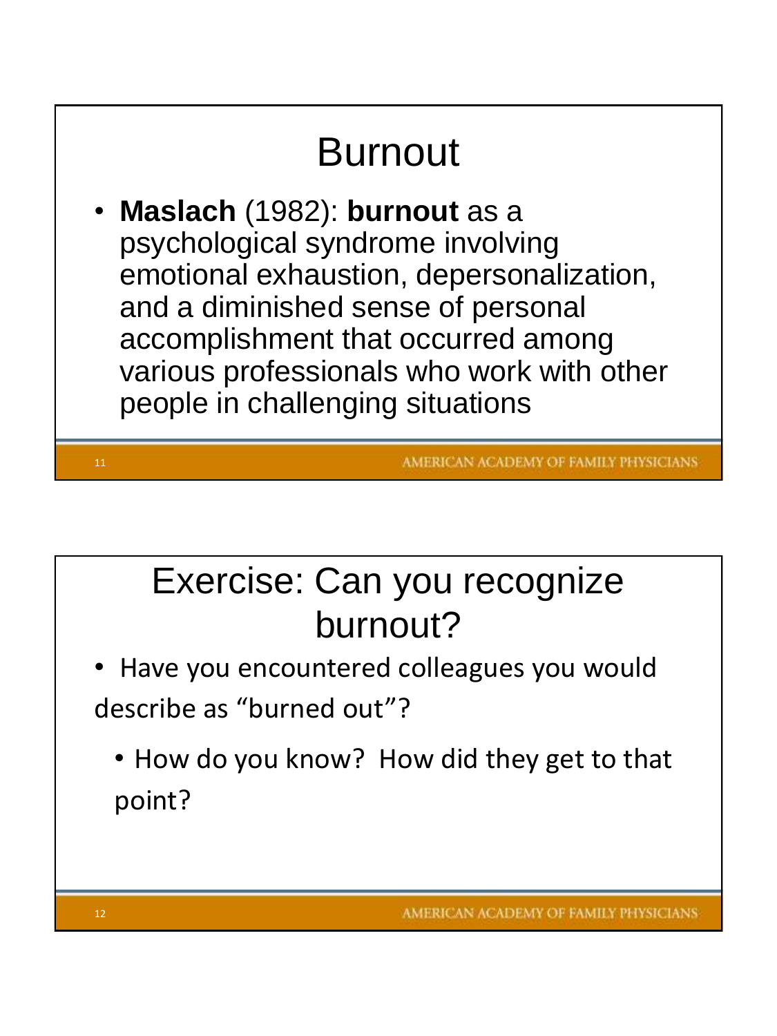# Burnout

- **Maslach** (1982): **burnout** as a psychological syndrome involving emotional exhaustion, depersonalization, and a diminished sense of personal accomplishment that occurred among various professionals who work with other people in challenging situations

# Exercise: Can you recognize burnout?

- Have you encountered colleagues you would describe as "burned out"?
  - How do you know? How did they get to that point?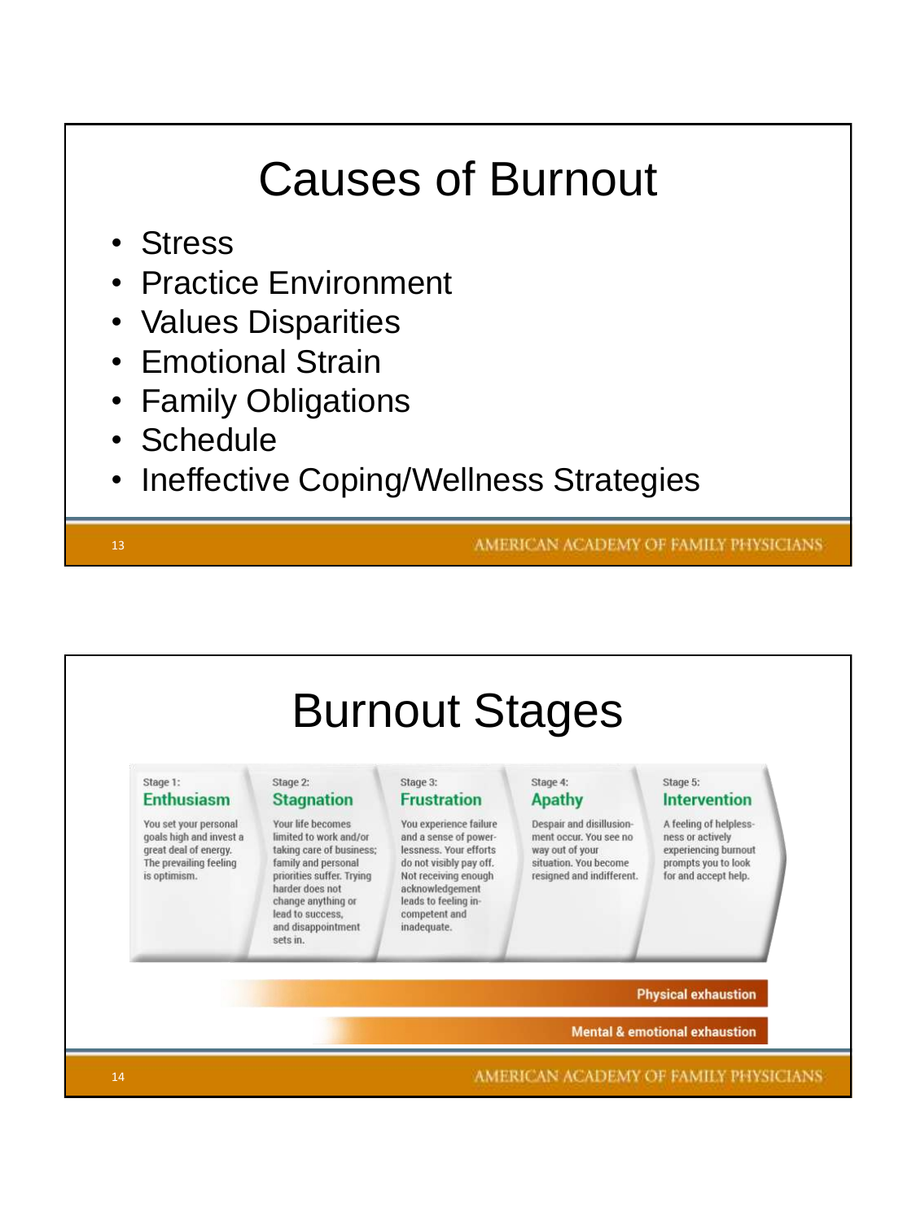# Causes of Burnout

- Stress
- Practice Environment
- Values Disparities
- Emotional Strain
- Family Obligations
- Schedule
- Ineffective Coping/Wellness Strategies

# Burnout Stages

**Stage 1: Enthusiasm**

You set your personal goals high and invest a great deal of energy. The prevailing feeling is optimism.

**Stage 2: Stagnation**

Your life becomes limited to work and/or taking care of business; family and personal priorities suffer. Trying harder does not change anything or lead to success, and disappointment sets in.

**Stage 3: Frustration**

You experience failure and a sense of powerlessness. Your efforts do not visibly pay off. Not receiving enough acknowledgement leads to feeling incompetent and inadequate.

**Stage 4: Apathy**

Despair and disillusionment occur. You see no way out of your situation. You become resigned and indifferent.

**Stage 5: Intervention**

A feeling of helplessness or actively experiencing burnout prompts you to look for and accept help.

**Physical exhaustion**

**Mental & emotional exhaustion**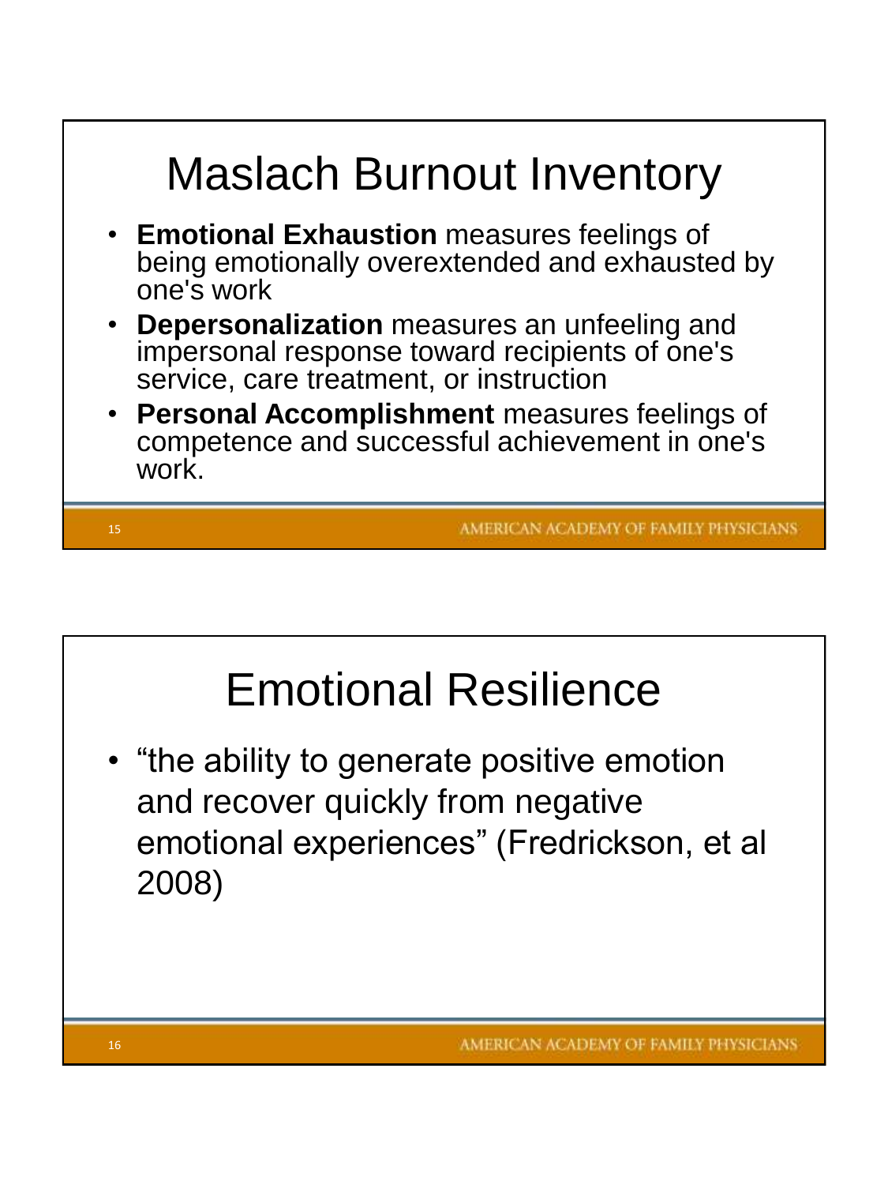# Maslach Burnout Inventory

- **Emotional Exhaustion** measures feelings of being emotionally overextended and exhausted by one's work
- **Depersonalization** measures an unfeeling and impersonal response toward recipients of one's service, care treatment, or instruction
- **Personal Accomplishment** measures feelings of competence and successful achievement in one's work.

# Emotional Resilience

- “the ability to generate positive emotion and recover quickly from negative emotional experiences” (Fredrickson, et al 2008)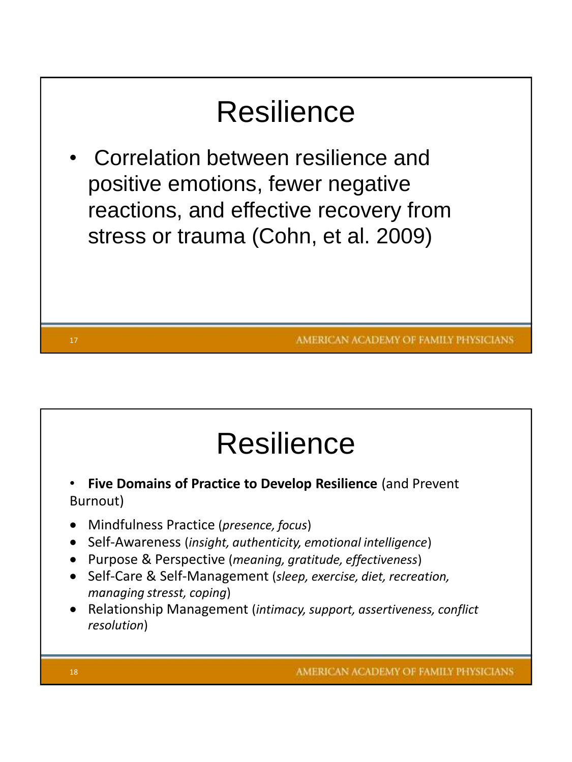# Resilience

- Correlation between resilience and positive emotions, fewer negative reactions, and effective recovery from stress or trauma (Cohn, et al. 2009)

# Resilience

- **Five Domains of Practice to Develop Resilience** (and Prevent Burnout)

- Mindfulness Practice (*presence, focus*)
- Self-Awareness (*insight, authenticity, emotional intelligence*)
- Purpose & Perspective (*meaning, gratitude, effectiveness*)
- Self-Care & Self-Management (*sleep, exercise, diet, recreation, managing stresst, coping*)
- Relationship Management (*intimacy, support, assertiveness, conflict resolution*)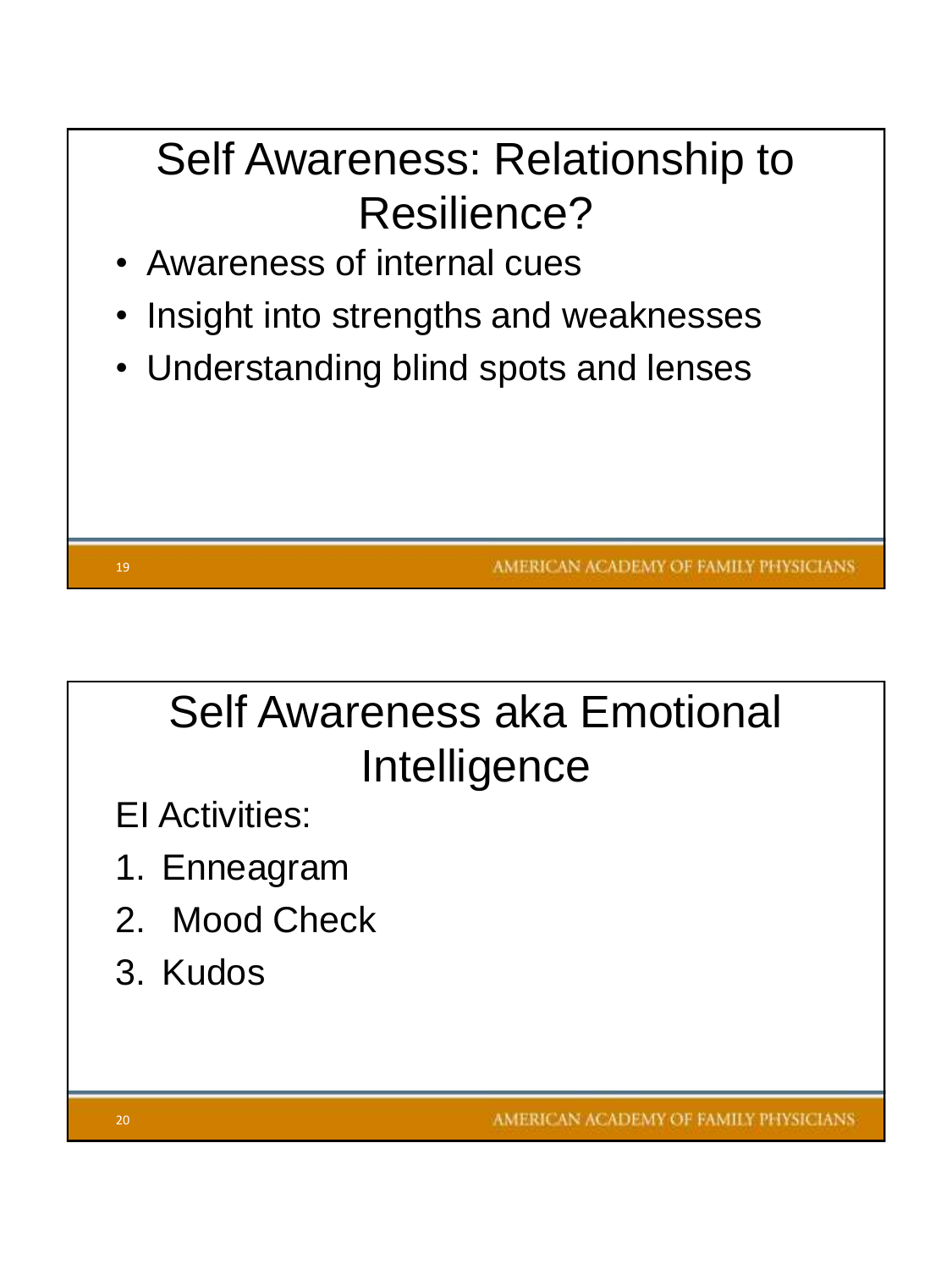## Self Awareness: Relationship to Resilience?

- Awareness of internal cues
- Insight into strengths and weaknesses
- Understanding blind spots and lenses

## Self Awareness aka Emotional Intelligence

EI Activities:

1. Enneagram
2. Mood Check
3. Kudos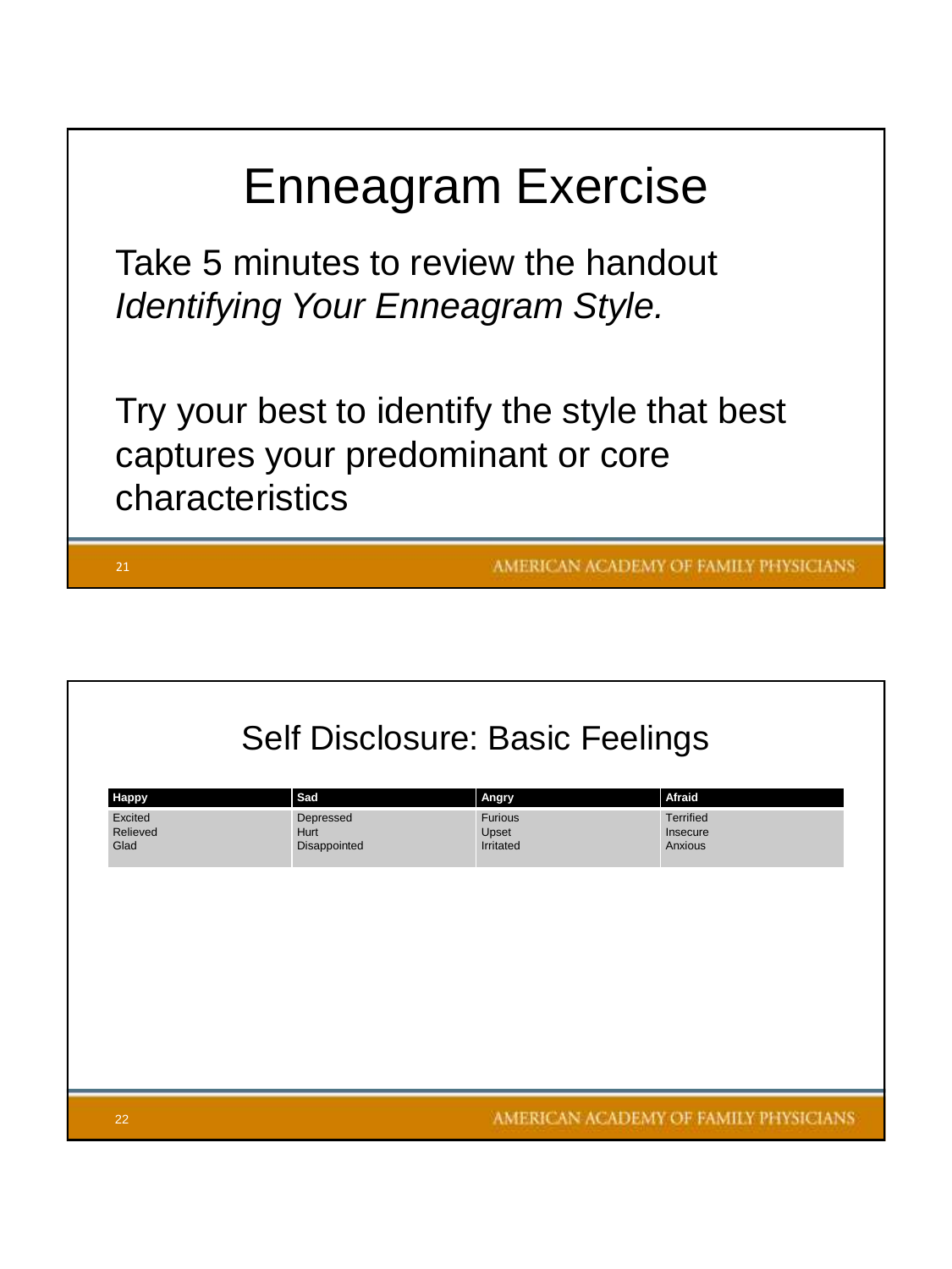# Enneagram Exercise

Take 5 minutes to review the handout *Identifying Your Enneagram Style.*

Try your best to identify the style that best captures your predominant or core characteristics

# Self Disclosure: Basic Feelings

| Happy | Sad | Angry | Afraid |
|---|---|---|---|
| Excited | Depressed | Furious | Terrified |
| Relieved | Hurt | Upset | Insecure |
| Glad | Disappointed | Irritated | Anxious |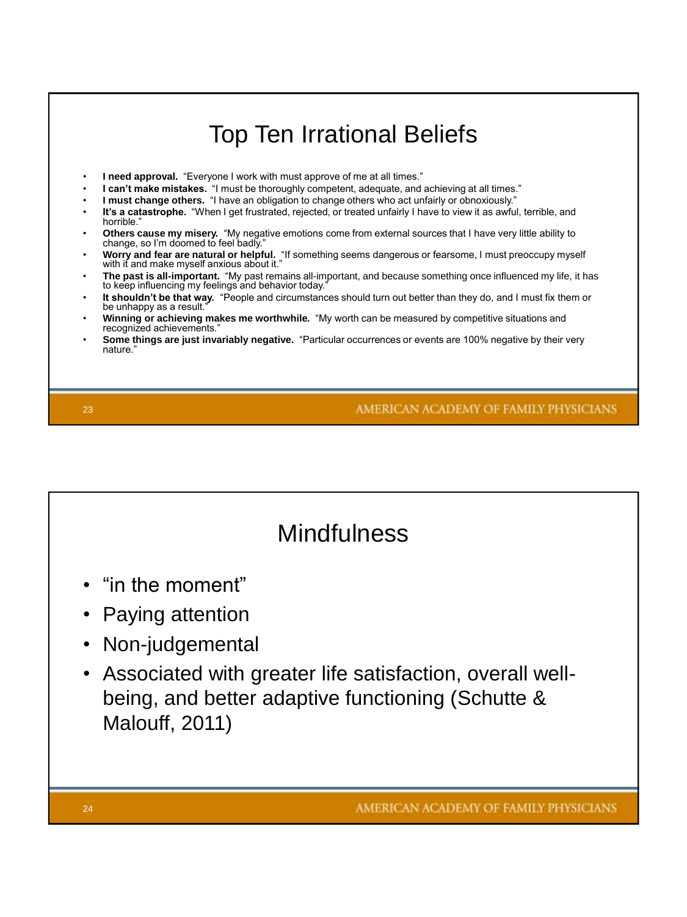# Top Ten Irrational Beliefs

- **I need approval.** "Everyone I work with must approve of me at all times."
- **I can't make mistakes.** "I must be thoroughly competent, adequate, and achieving at all times."
- **I must change others.** "I have an obligation to change others who act unfairly or obnoxiously."
- **It's a catastrophe.** "When I get frustrated, rejected, or treated unfairly I have to view it as awful, terrible, and horrible."
- **Others cause my misery.** "My negative emotions come from external sources that I have very little ability to change, so I'm doomed to feel badly."
- **Worry and fear are natural or helpful.** "If something seems dangerous or fearsome, I must preoccupy myself with it and make myself anxious about it."
- **The past is all-important.** "My past remains all-important, and because something once influenced my life, it has to keep influencing my feelings and behavior today."
- **It shouldn't be that way.** "People and circumstances should turn out better than they do, and I must fix them or be unhappy as a result."
- **Winning or achieving makes me worthwhile.** "My worth can be measured by competitive situations and recognized achievements."
- **Some things are just invariably negative.** "Particular occurrences or events are 100% negative by their very nature."

# Mindfulness

- "in the moment"
- Paying attention
- Non-judgemental
- Associated with greater life satisfaction, overall well-being, and better adaptive functioning (Schutte & Malouff, 2011)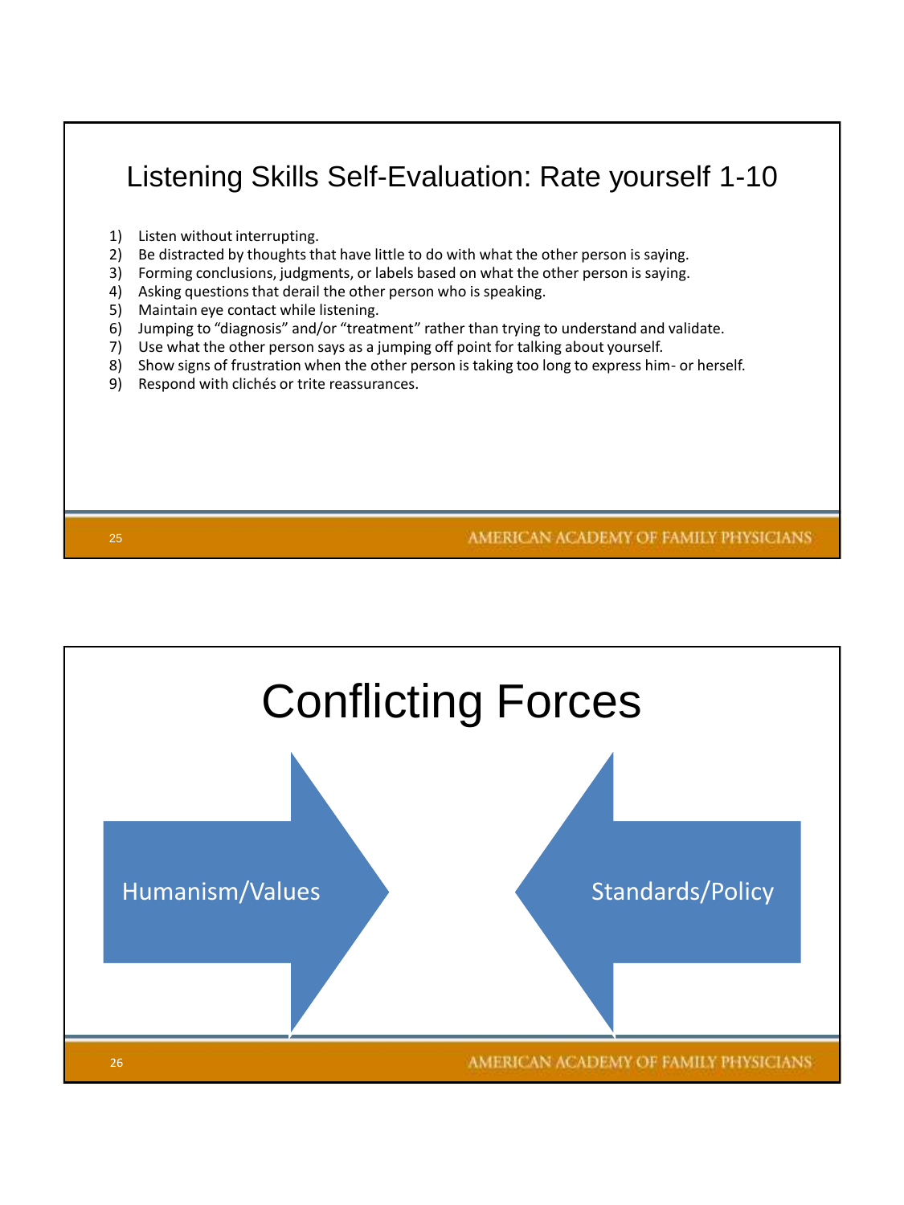## Listening Skills Self-Evaluation: Rate yourself 1-10

1) Listen without interrupting.
2) Be distracted by thoughts that have little to do with what the other person is saying.
3) Forming conclusions, judgments, or labels based on what the other person is saying.
4) Asking questions that derail the other person who is speaking.
5) Maintain eye contact while listening.
6) Jumping to “diagnosis” and/or “treatment” rather than trying to understand and validate.
7) Use what the other person says as a jumping off point for talking about yourself.
8) Show signs of frustration when the other person is taking too long to express him- or herself.
9) Respond with clichés or trite reassurances.

## Conflicting Forces

Humanism/Values → ← Standards/Policy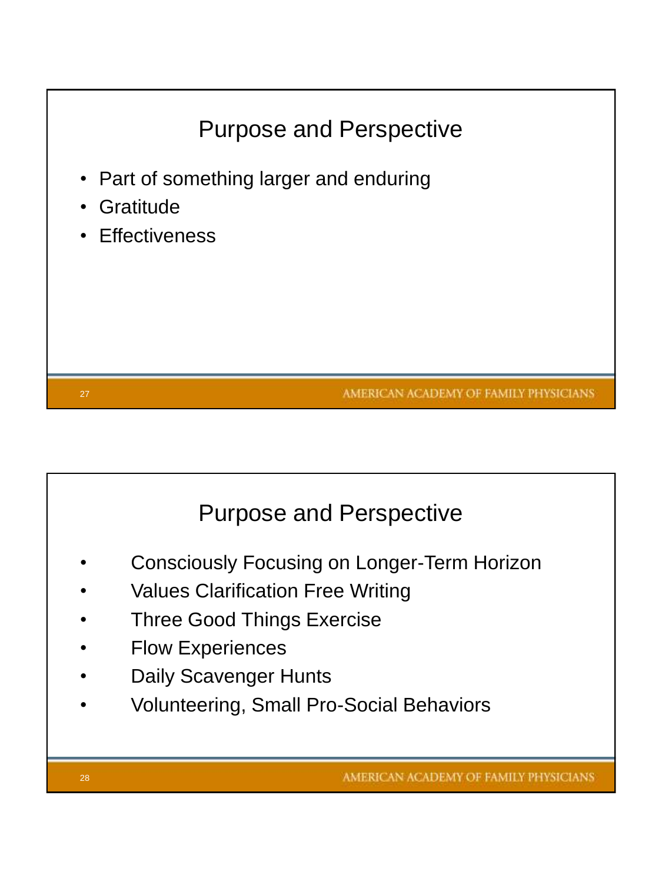## Purpose and Perspective

- Part of something larger and enduring
- Gratitude
- Effectiveness

## Purpose and Perspective

- Consciously Focusing on Longer-Term Horizon
- Values Clarification Free Writing
- Three Good Things Exercise
- Flow Experiences
- Daily Scavenger Hunts
- Volunteering, Small Pro-Social Behaviors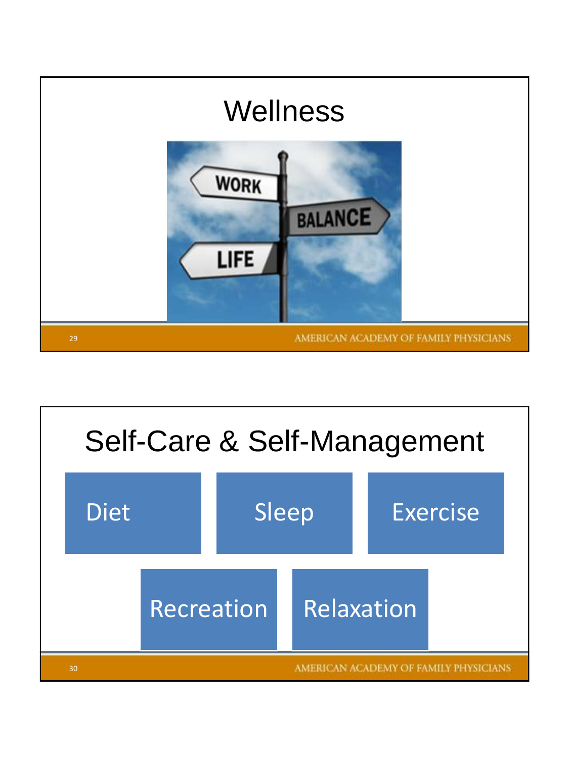# Wellness

WORK

BALANCE

LIFE

# Self-Care & Self-Management

- Diet
- Sleep
- Exercise
- Recreation
- Relaxation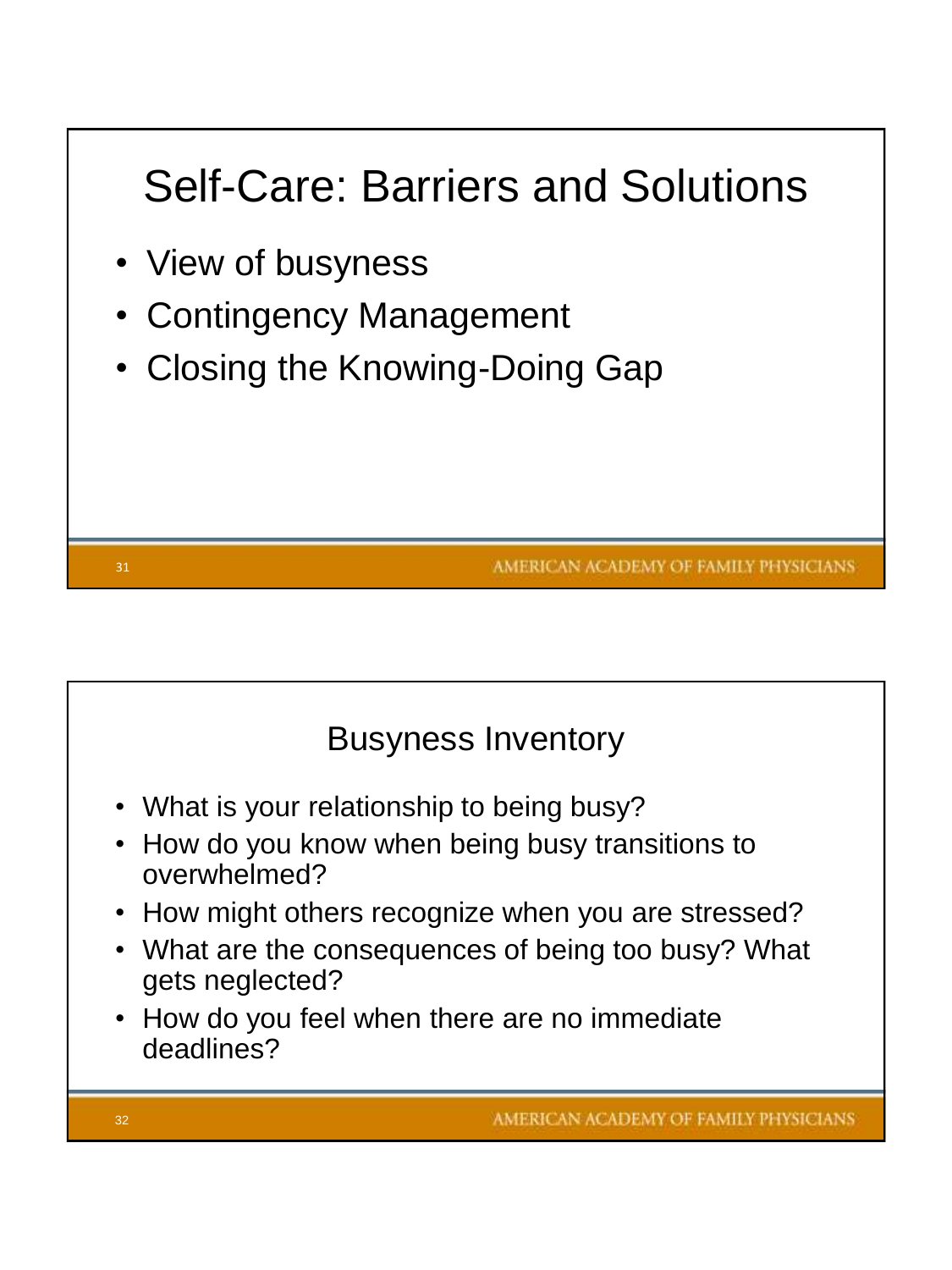## Self-Care: Barriers and Solutions

- View of busyness
- Contingency Management
- Closing the Knowing-Doing Gap

## Busyness Inventory

- What is your relationship to being busy?
- How do you know when being busy transitions to overwhelmed?
- How might others recognize when you are stressed?
- What are the consequences of being too busy? What gets neglected?
- How do you feel when there are no immediate deadlines?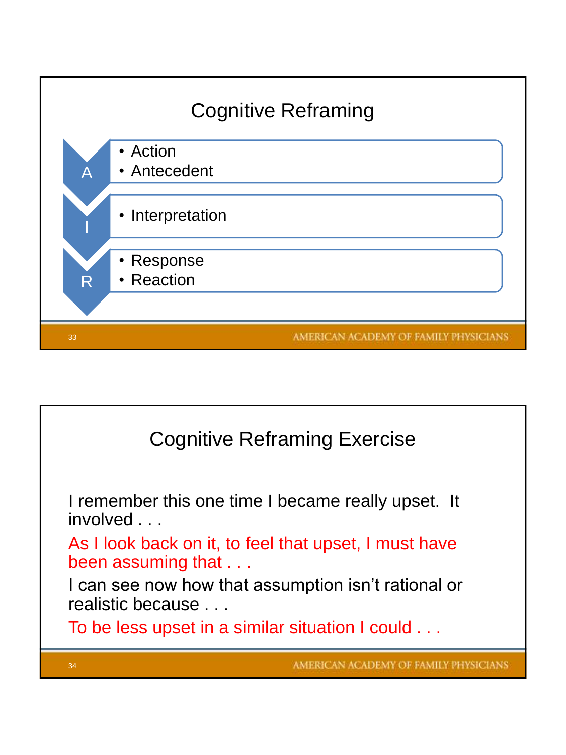# Cognitive Reframing

**A**
- Action
- Antecedent

**I**
- Interpretation

**R**
- Response
- Reaction

# Cognitive Reframing Exercise

I remember this one time I became really upset. It involved . . .

As I look back on it, to feel that upset, I must have been assuming that . . .

I can see now how that assumption isn't rational or realistic because . . .

To be less upset in a similar situation I could . . .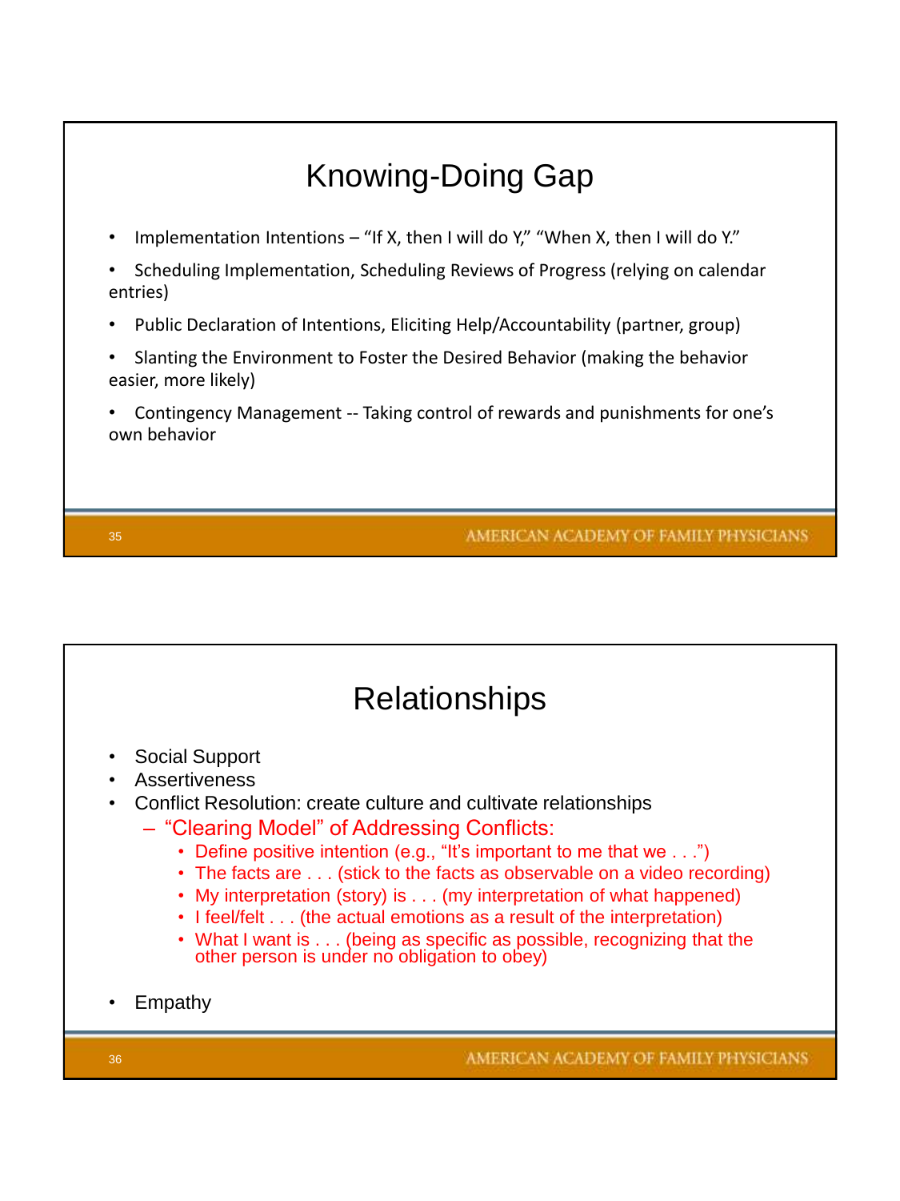## Knowing-Doing Gap

- Implementation Intentions – "If X, then I will do Y," "When X, then I will do Y."
- Scheduling Implementation, Scheduling Reviews of Progress (relying on calendar entries)
- Public Declaration of Intentions, Eliciting Help/Accountability (partner, group)
- Slanting the Environment to Foster the Desired Behavior (making the behavior easier, more likely)
- Contingency Management -- Taking control of rewards and punishments for one's own behavior

## Relationships

- Social Support
- Assertiveness
- Conflict Resolution: create culture and cultivate relationships
  - "Clearing Model" of Addressing Conflicts:
    - Define positive intention (e.g., "It's important to me that we . . .")
    - The facts are . . . (stick to the facts as observable on a video recording)
    - My interpretation (story) is . . . (my interpretation of what happened)
    - I feel/felt . . . (the actual emotions as a result of the interpretation)
    - What I want is . . . (being as specific as possible, recognizing that the other person is under no obligation to obey)
- Empathy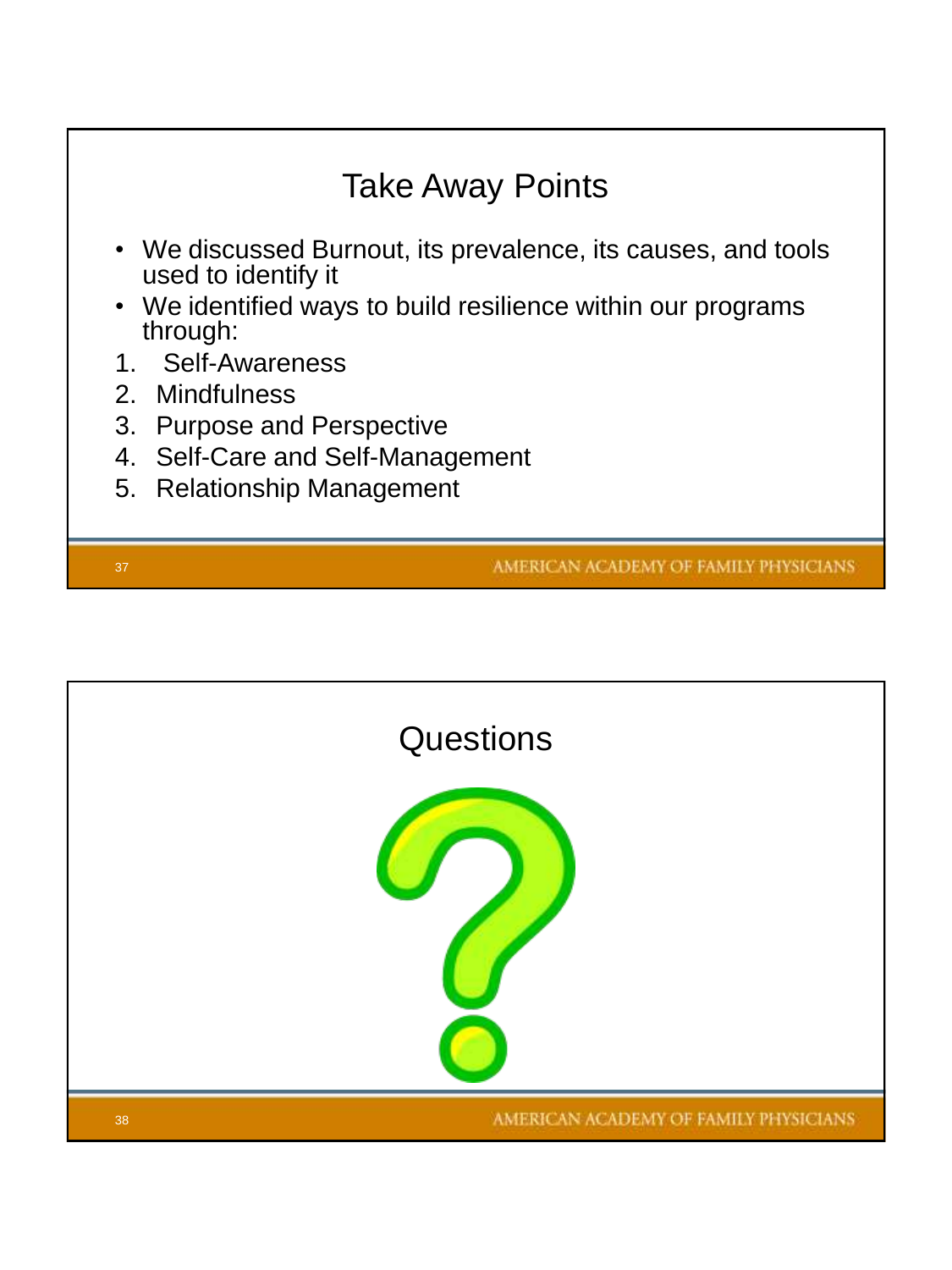## Take Away Points

- We discussed Burnout, its prevalence, its causes, and tools used to identify it
- We identified ways to build resilience within our programs through:

1. Self-Awareness
2. Mindfulness
3. Purpose and Perspective
4. Self-Care and Self-Management
5. Relationship Management

## Questions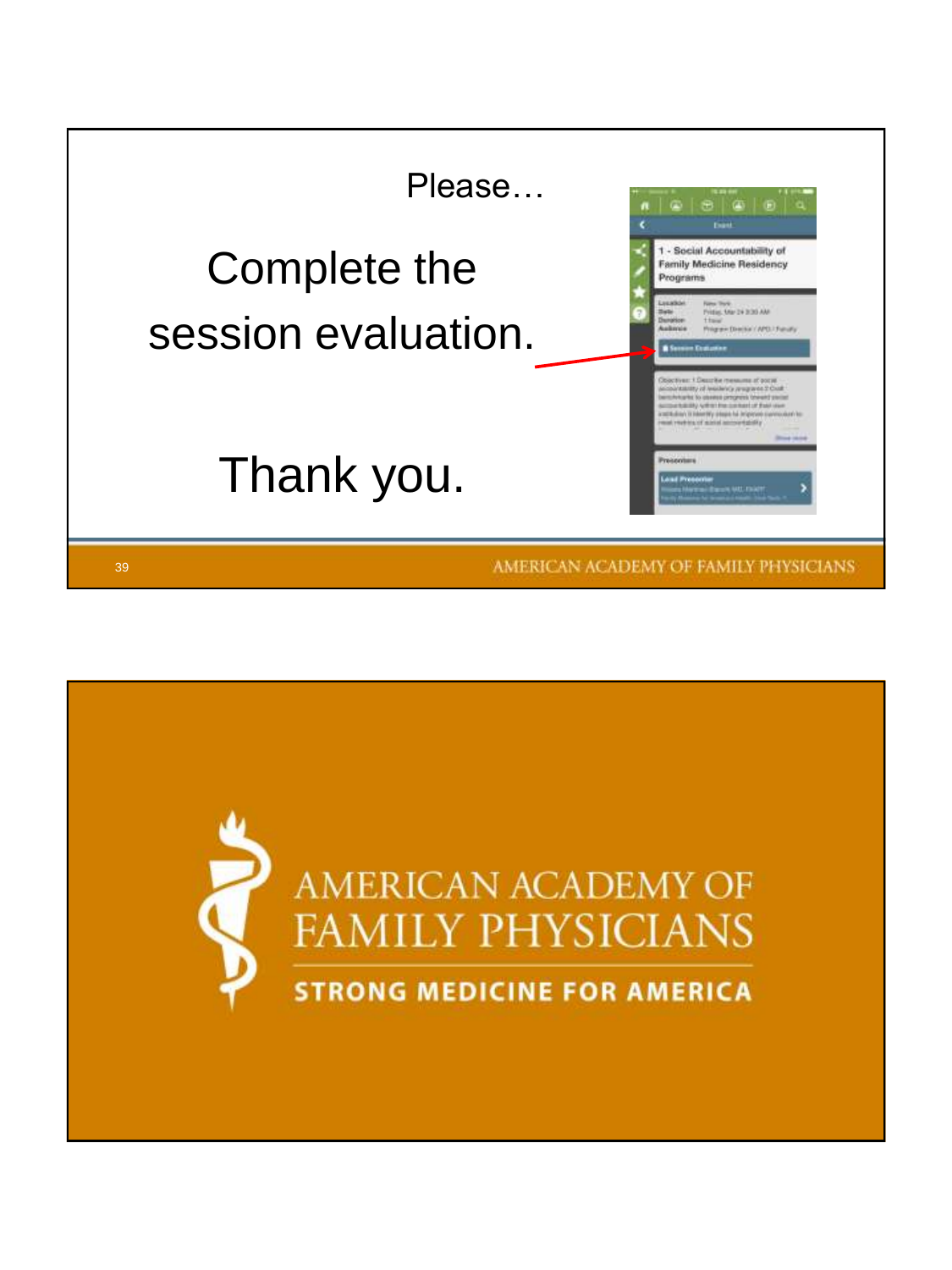Please…

Complete the session evaluation.

Thank you.

AMERICAN ACADEMY OF FAMILY PHYSICIANS

AMERICAN ACADEMY OF FAMILY PHYSICIANS

STRONG MEDICINE FOR AMERICA